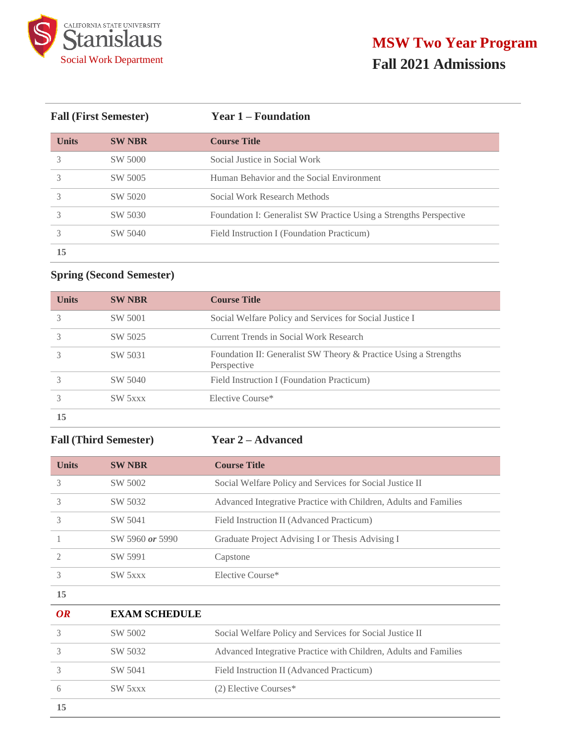California State University Stanislaus
Social Work Department

# MSW Two Year Program
## Fall 2021 Admissions

### Fall (First Semester) — Year 1 – Foundation

| Units | SW NBR | Course Title |
|---|---|---|
| 3 | SW 5000 | Social Justice in Social Work |
| 3 | SW 5005 | Human Behavior and the Social Environment |
| 3 | SW 5020 | Social Work Research Methods |
| 3 | SW 5030 | Foundation I: Generalist SW Practice Using a Strengths Perspective |
| 3 | SW 5040 | Field Instruction I (Foundation Practicum) |
| **15** | | |

### Spring (Second Semester)

| Units | SW NBR | Course Title |
|---|---|---|
| 3 | SW 5001 | Social Welfare Policy and Services for Social Justice I |
| 3 | SW 5025 | Current Trends in Social Work Research |
| 3 | SW 5031 | Foundation II: Generalist SW Theory & Practice Using a Strengths Perspective |
| 3 | SW 5040 | Field Instruction I (Foundation Practicum) |
| 3 | SW 5xxx | Elective Course* |
| **15** | | |

### Fall (Third Semester) — Year 2 – Advanced

| Units | SW NBR | Course Title |
|---|---|---|
| 3 | SW 5002 | Social Welfare Policy and Services for Social Justice II |
| 3 | SW 5032 | Advanced Integrative Practice with Children, Adults and Families |
| 3 | SW 5041 | Field Instruction II (Advanced Practicum) |
| 1 | SW 5960 ***or*** 5990 | Graduate Project Advising I or Thesis Advising I |
| 2 | SW 5991 | Capstone |
| 3 | SW 5xxx | Elective Course* |
| **15** | | |
| ***OR*** | **EXAM SCHEDULE** | |
| 3 | SW 5002 | Social Welfare Policy and Services for Social Justice II |
| 3 | SW 5032 | Advanced Integrative Practice with Children, Adults and Families |
| 3 | SW 5041 | Field Instruction II (Advanced Practicum) |
| 6 | SW 5xxx | (2) Elective Courses* |
| **15** | | |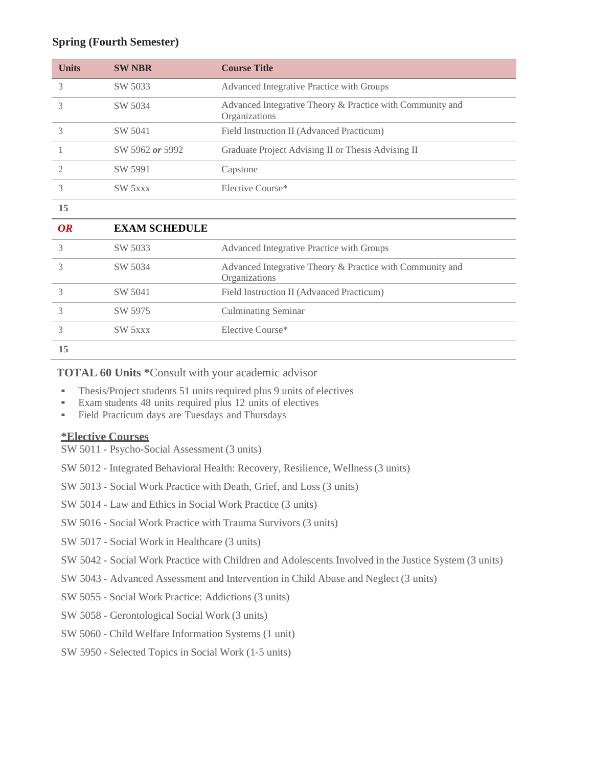### Spring (Fourth Semester)

| Units | SW NBR | Course Title |
|---|---|---|
| 3 | SW 5033 | Advanced Integrative Practice with Groups |
| 3 | SW 5034 | Advanced Integrative Theory & Practice with Community and Organizations |
| 3 | SW 5041 | Field Instruction II (Advanced Practicum) |
| 1 | SW 5962 ***or*** 5992 | Graduate Project Advising II or Thesis Advising II |
| 2 | SW 5991 | Capstone |
| 3 | SW 5xxx | Elective Course* |
| **15** | | |
| ***OR*** | **EXAM SCHEDULE** | |
| 3 | SW 5033 | Advanced Integrative Practice with Groups |
| 3 | SW 5034 | Advanced Integrative Theory & Practice with Community and Organizations |
| 3 | SW 5041 | Field Instruction II (Advanced Practicum) |
| 3 | SW 5975 | Culminating Seminar |
| 3 | SW 5xxx | Elective Course* |
| **15** | | |

**TOTAL 60 Units** ***Consult with your academic advisor**

- Thesis/Project students 51 units required plus 9 units of electives
- Exam students 48 units required plus 12 units of electives
- Field Practicum days are Tuesdays and Thursdays

**<u>*Elective Courses</u>**

SW 5011 - Psycho-Social Assessment (3 units)

SW 5012 - Integrated Behavioral Health: Recovery, Resilience, Wellness (3 units)

SW 5013 - Social Work Practice with Death, Grief, and Loss (3 units)

SW 5014 - Law and Ethics in Social Work Practice (3 units)

SW 5016 - Social Work Practice with Trauma Survivors (3 units)

SW 5017 - Social Work in Healthcare (3 units)

SW 5042 - Social Work Practice with Children and Adolescents Involved in the Justice System (3 units)

SW 5043 - Advanced Assessment and Intervention in Child Abuse and Neglect (3 units)

SW 5055 - Social Work Practice: Addictions (3 units)

SW 5058 - Gerontological Social Work (3 units)

SW 5060 - Child Welfare Information Systems (1 unit)

SW 5950 - Selected Topics in Social Work (1-5 units)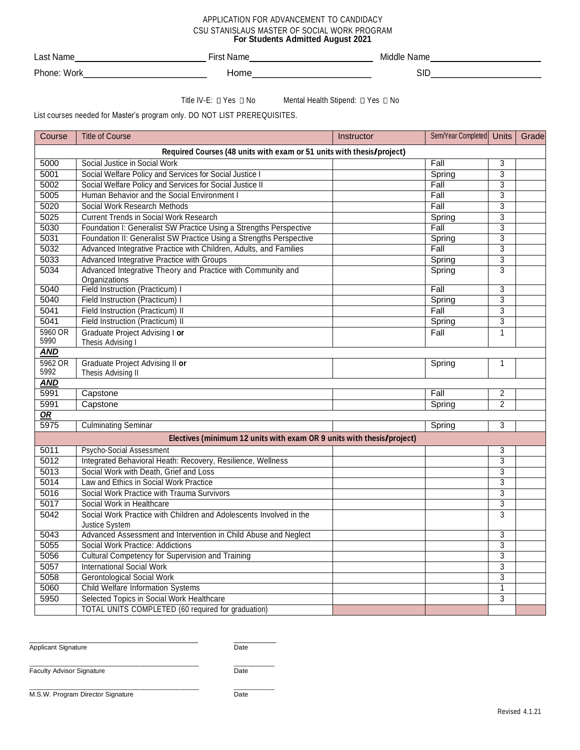APPLICATION FOR ADVANCEMENT TO CANDIDACY
CSU STANISLAUS MASTER OF SOCIAL WORK PROGRAM
**For Students Admitted August 2021**

Last Name________________ First Name________________ Middle Name________________

Phone: Work________________ Home________________ SID________________

Title IV-E: ☐ Yes ☐ No Mental Health Stipend: ☐ Yes ☐ No

List courses needed for Master's program only. DO NOT LIST PREREQUISITES.

| Course | Title of Course | Instructor | Sem/Year Completed | Units | Grade |
|---|---|---|---|---|---|
| **Required Courses (48 units with exam or 51 units with thesis/project)** | | | | | |
| 5000 | Social Justice in Social Work | | Fall | 3 | |
| 5001 | Social Welfare Policy and Services for Social Justice I | | Spring | 3 | |
| 5002 | Social Welfare Policy and Services for Social Justice II | | Fall | 3 | |
| 5005 | Human Behavior and the Social Environment I | | Fall | 3 | |
| 5020 | Social Work Research Methods | | Fall | 3 | |
| 5025 | Current Trends in Social Work Research | | Spring | 3 | |
| 5030 | Foundation I: Generalist SW Practice Using a Strengths Perspective | | Fall | 3 | |
| 5031 | Foundation II: Generalist SW Practice Using a Strengths Perspective | | Spring | 3 | |
| 5032 | Advanced Integrative Practice with Children, Adults, and Families | | Fall | 3 | |
| 5033 | Advanced Integrative Practice with Groups | | Spring | 3 | |
| 5034 | Advanced Integrative Theory and Practice with Community and Organizations | | Spring | 3 | |
| 5040 | Field Instruction (Practicum) I | | Fall | 3 | |
| 5040 | Field Instruction (Practicum) I | | Spring | 3 | |
| 5041 | Field Instruction (Practicum) II | | Fall | 3 | |
| 5041 | Field Instruction (Practicum) II | | Spring | 3 | |
| 5960 OR 5990 | Graduate Project Advising I **or** Thesis Advising I | | Fall | 1 | |
| ***AND*** | | | | | |
| 5962 OR 5992 | Graduate Project Advising II **or** Thesis Advising II | | Spring | 1 | |
| ***AND*** | | | | | |
| 5991 | Capstone | | Fall | 2 | |
| 5991 | Capstone | | Spring | 2 | |
| ***OR*** | | | | | |
| 5975 | Culminating Seminar | | Spring | 3 | |
| **Electives (minimum 12 units with exam OR 9 units with thesis/project)** | | | | | |
| 5011 | Psycho-Social Assessment | | | 3 | |
| 5012 | Integrated Behavioral Heath: Recovery, Resilience, Wellness | | | 3 | |
| 5013 | Social Work with Death, Grief and Loss | | | 3 | |
| 5014 | Law and Ethics in Social Work Practice | | | 3 | |
| 5016 | Social Work Practice with Trauma Survivors | | | 3 | |
| 5017 | Social Work in Healthcare | | | 3 | |
| 5042 | Social Work Practice with Children and Adolescents Involved in the Justice System | | | 3 | |
| 5043 | Advanced Assessment and Intervention in Child Abuse and Neglect | | | 3 | |
| 5055 | Social Work Practice: Addictions | | | 3 | |
| 5056 | Cultural Competency for Supervision and Training | | | 3 | |
| 5057 | International Social Work | | | 3 | |
| 5058 | Gerontological Social Work | | | 3 | |
| 5060 | Child Welfare Information Systems | | | 1 | |
| 5950 | Selected Topics in Social Work Healthcare | | | 3 | |
| | TOTAL UNITS COMPLETED (60 required for graduation) | | | | |

________________________________ ________
Applicant Signature Date

________________________________ ________
Faculty Advisor Signature Date

________________________________ ________
M.S.W. Program Director Signature Date

Revised 4.1.21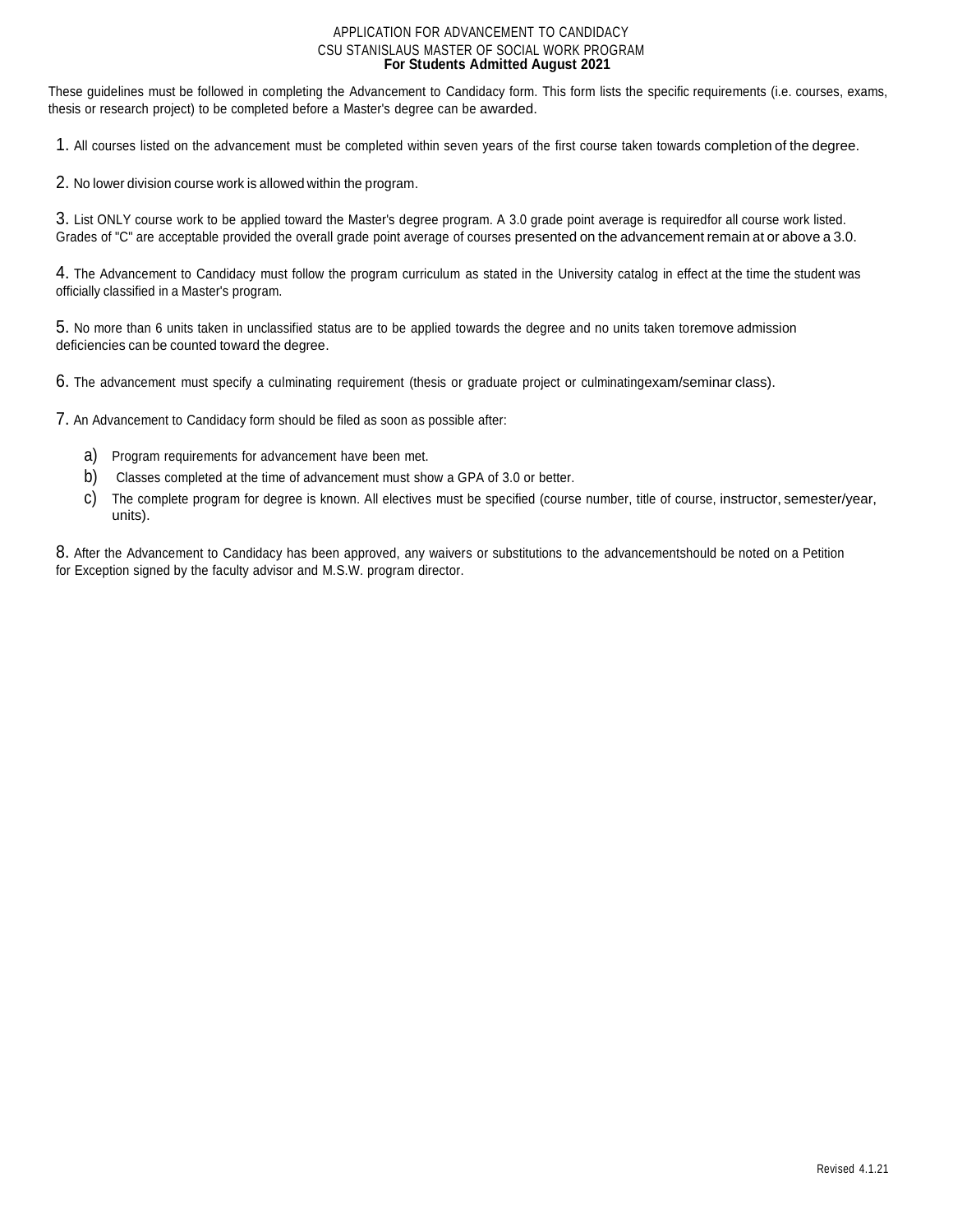# APPLICATION FOR ADVANCEMENT TO CANDIDACY
## CSU STANISLAUS MASTER OF SOCIAL WORK PROGRAM
### For Students Admitted August 2021

These guidelines must be followed in completing the Advancement to Candidacy form. This form lists the specific requirements (i.e. courses, exams, thesis or research project) to be completed before a Master's degree can be awarded.

1. All courses listed on the advancement must be completed within seven years of the first course taken towards completion of the degree.

2. No lower division course work is allowed within the program.

3. List ONLY course work to be applied toward the Master's degree program. A 3.0 grade point average is requiredfor all course work listed. Grades of "C" are acceptable provided the overall grade point average of courses presented on the advancement remain at or above a 3.0.

4. The Advancement to Candidacy must follow the program curriculum as stated in the University catalog in effect at the time the student was officially classified in a Master's program.

5. No more than 6 units taken in unclassified status are to be applied towards the degree and no units taken toremove admission deficiencies can be counted toward the degree.

6. The advancement must specify a culminating requirement (thesis or graduate project or culminatingexam/seminar class).

7. An Advancement to Candidacy form should be filed as soon as possible after:

   a) Program requirements for advancement have been met.
   b) Classes completed at the time of advancement must show a GPA of 3.0 or better.
   c) The complete program for degree is known. All electives must be specified (course number, title of course, instructor, semester/year, units).

8. After the Advancement to Candidacy has been approved, any waivers or substitutions to the advancementshould be noted on a Petition for Exception signed by the faculty advisor and M.S.W. program director.

Revised 4.1.21